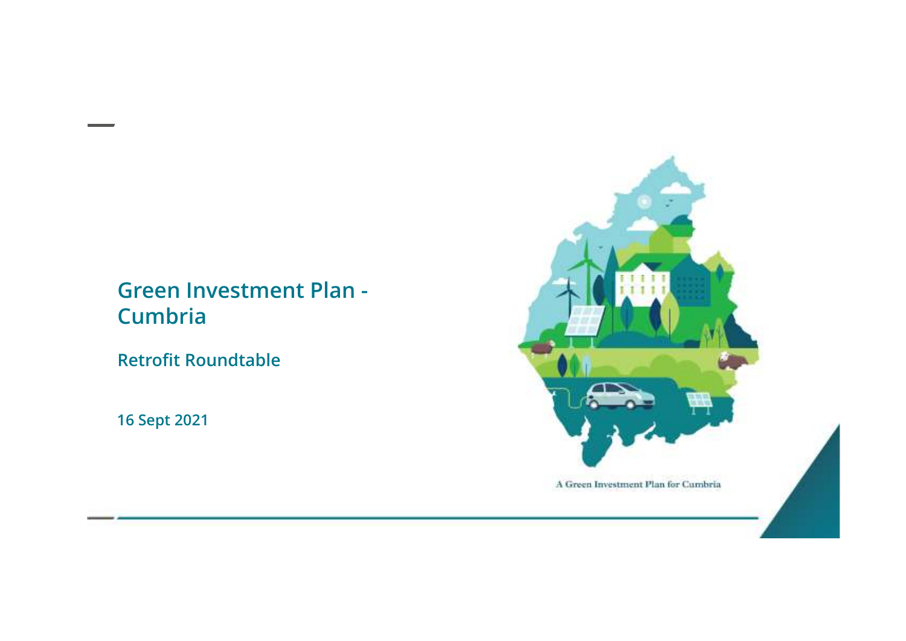# Green Investment Plan - Cumbria

## Retrofit Roundtable

**16 Sept 2021**

A Green Investment Plan for Cumbria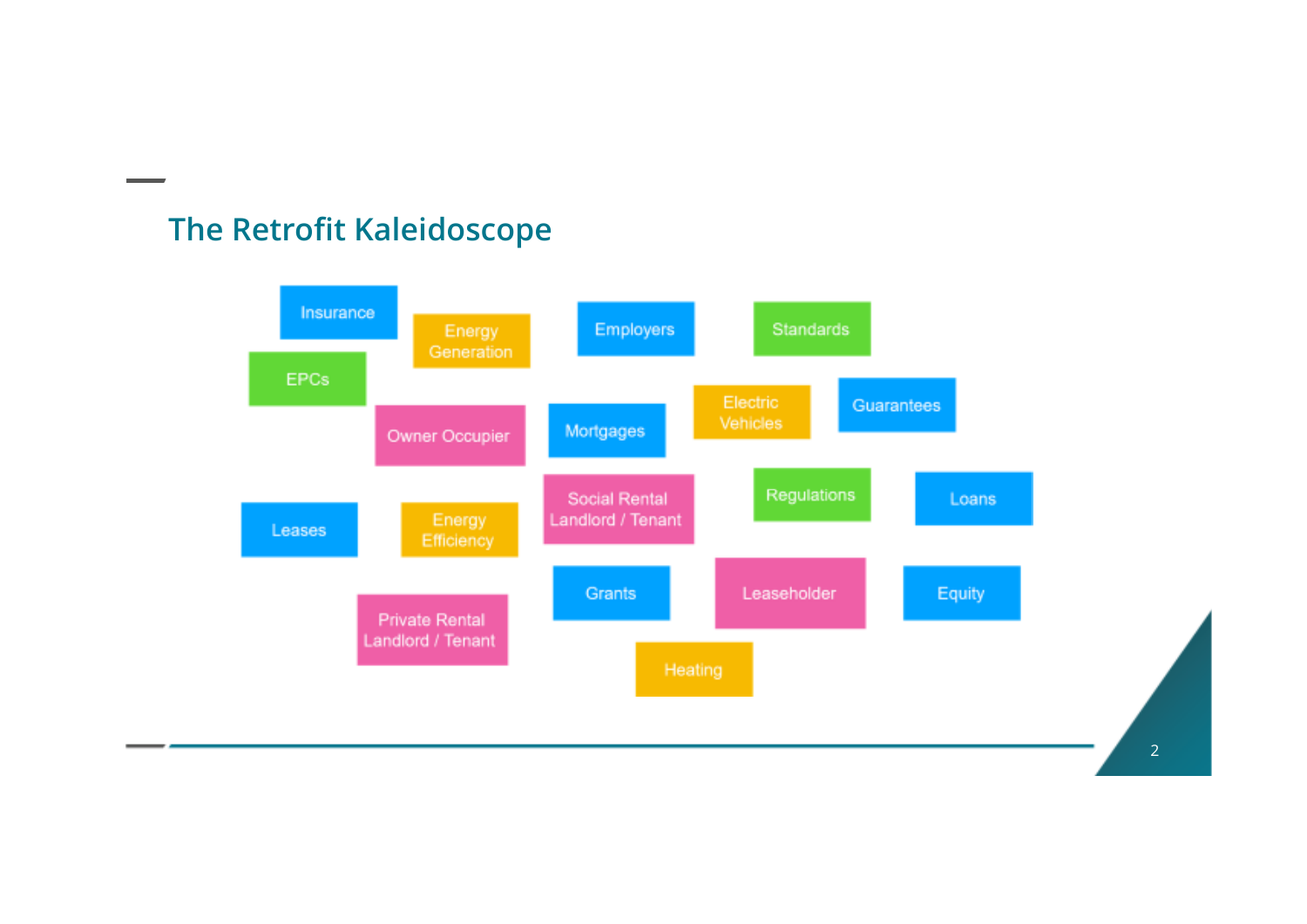## The Retrofit Kaleidoscope

- Insurance
- Energy Generation
- Employers
- Standards
- EPCs
- Electric Vehicles
- Guarantees
- Owner Occupier
- Mortgages
- Social Rental Landlord / Tenant
- Regulations
- Loans
- Leases
- Energy Efficiency
- Grants
- Leaseholder
- Equity
- Private Rental Landlord / Tenant
- Heating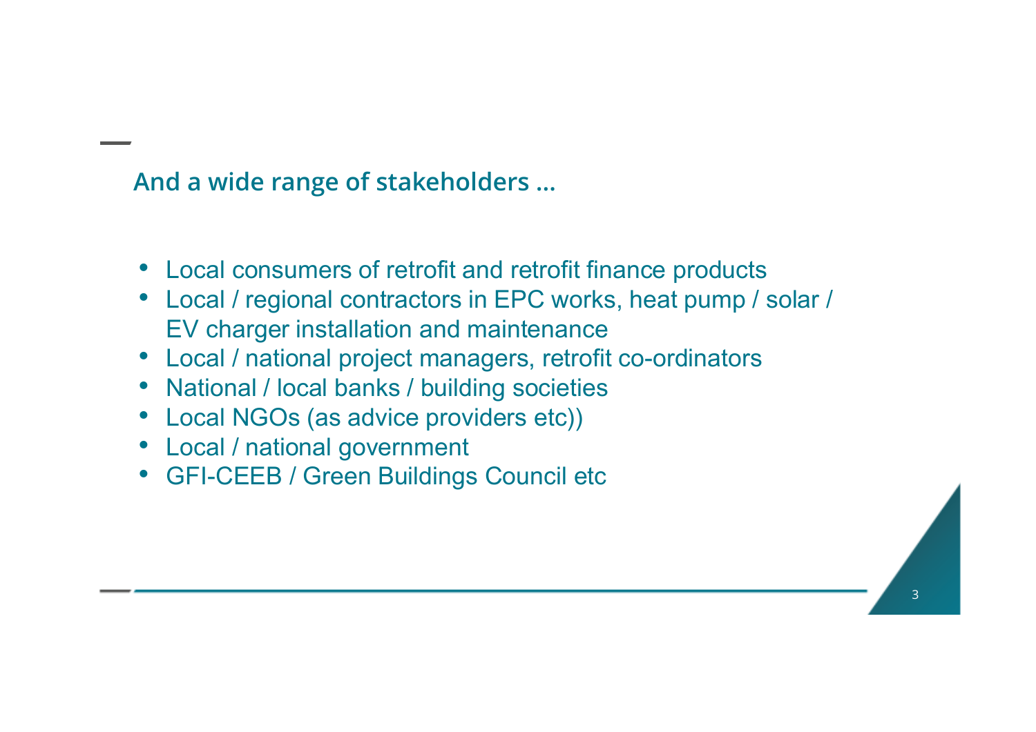## And a wide range of stakeholders ...

- Local consumers of retrofit and retrofit finance products
- Local / regional contractors in EPC works, heat pump / solar / EV charger installation and maintenance
- Local / national project managers, retrofit co-ordinators
- National / local banks / building societies
- Local NGOs (as advice providers etc))
- Local / national government
- GFI-CEEB / Green Buildings Council etc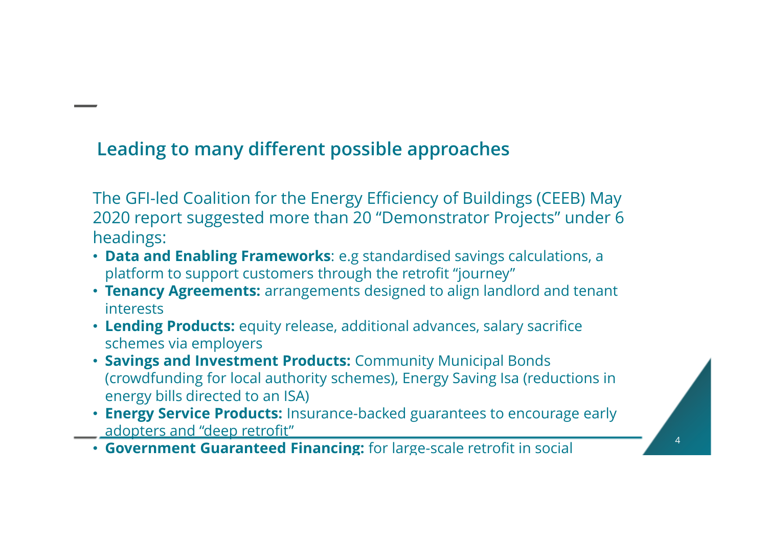## Leading to many different possible approaches

The GFI-led Coalition for the Energy Efficiency of Buildings (CEEB) May 2020 report suggested more than 20 "Demonstrator Projects" under 6 headings:

- **Data and Enabling Frameworks**: e.g standardised savings calculations, a platform to support customers through the retrofit "journey"
- **Tenancy Agreements:** arrangements designed to align landlord and tenant interests
- **Lending Products:** equity release, additional advances, salary sacrifice schemes via employers
- **Savings and Investment Products:** Community Municipal Bonds (crowdfunding for local authority schemes), Energy Saving Isa (reductions in energy bills directed to an ISA)
- **Energy Service Products:** Insurance-backed guarantees to encourage early adopters and "deep retrofit"
- **Government Guaranteed Financing:** for large-scale retrofit in social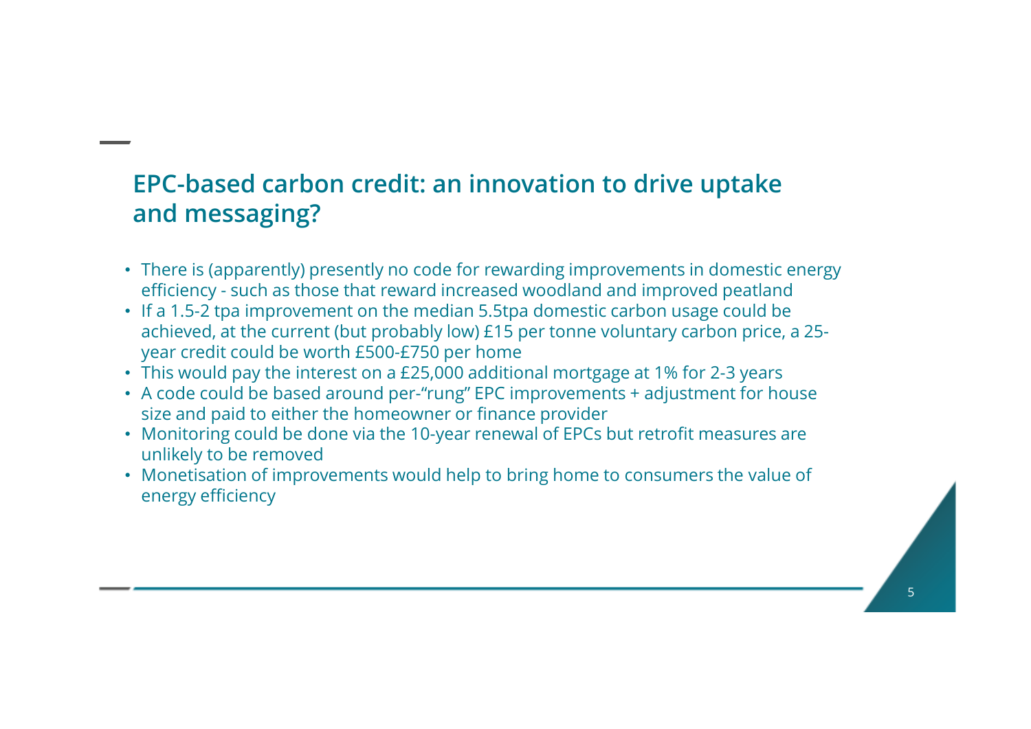## EPC-based carbon credit: an innovation to drive uptake and messaging?

- There is (apparently) presently no code for rewarding improvements in domestic energy efficiency - such as those that reward increased woodland and improved peatland
- If a 1.5-2 tpa improvement on the median 5.5tpa domestic carbon usage could be achieved, at the current (but probably low) £15 per tonne voluntary carbon price, a 25-year credit could be worth £500-£750 per home
- This would pay the interest on a £25,000 additional mortgage at 1% for 2-3 years
- A code could be based around per-"rung" EPC improvements + adjustment for house size and paid to either the homeowner or finance provider
- Monitoring could be done via the 10-year renewal of EPCs but retrofit measures are unlikely to be removed
- Monetisation of improvements would help to bring home to consumers the value of energy efficiency